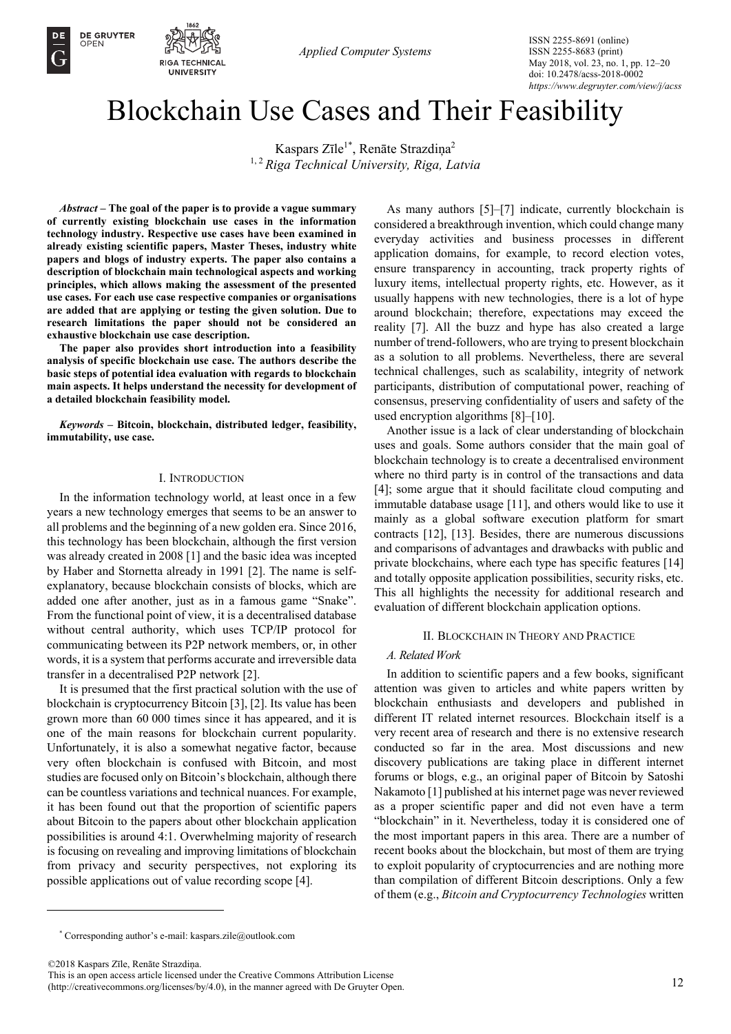# Blockchain Use Cases and Their Feasibility

Kaspars Zīle[1*], Renāte Strazdiņa[2]

[1, 2] *Riga Technical University, Riga, Latvia*

***Abstract*** **– The goal of the paper is to provide a vague summary of currently existing blockchain use cases in the information technology industry. Respective use cases have been examined in already existing scientific papers, Master Theses, industry white papers and blogs of industry experts. The paper also contains a description of blockchain main technological aspects and working principles, which allows making the assessment of the presented use cases. For each use case respective companies or organisations are added that are applying or testing the given solution. Due to research limitations the paper should not be considered an exhaustive blockchain use case description.**

**The paper also provides short introduction into a feasibility analysis of specific blockchain use case. The authors describe the basic steps of potential idea evaluation with regards to blockchain main aspects. It helps understand the necessity for development of a detailed blockchain feasibility model.**

***Keywords*** **– Bitcoin, blockchain, distributed ledger, feasibility, immutability, use case.**

## I. Introduction

In the information technology world, at least once in a few years a new technology emerges that seems to be an answer to all problems and the beginning of a new golden era. Since 2016, this technology has been blockchain, although the first version was already created in 2008 [1] and the basic idea was incepted by Haber and Stornetta already in 1991 [2]. The name is self-explanatory, because blockchain consists of blocks, which are added one after another, just as in a famous game "Snake". From the functional point of view, it is a decentralised database without central authority, which uses TCP/IP protocol for communicating between its P2P network members, or, in other words, it is a system that performs accurate and irreversible data transfer in a decentralised P2P network [2].

It is presumed that the first practical solution with the use of blockchain is cryptocurrency Bitcoin [3], [2]. Its value has been grown more than 60 000 times since it has appeared, and it is one of the main reasons for blockchain current popularity. Unfortunately, it is also a somewhat negative factor, because very often blockchain is confused with Bitcoin, and most studies are focused only on Bitcoin's blockchain, although there can be countless variations and technical nuances. For example, it has been found out that the proportion of scientific papers about Bitcoin to the papers about other blockchain application possibilities is around 4:1. Overwhelming majority of research is focusing on revealing and improving limitations of blockchain from privacy and security perspectives, not exploring its possible applications out of value recording scope [4].

As many authors [5]–[7] indicate, currently blockchain is considered a breakthrough invention, which could change many everyday activities and business processes in different application domains, for example, to record election votes, ensure transparency in accounting, track property rights of luxury items, intellectual property rights, etc. However, as it usually happens with new technologies, there is a lot of hype around blockchain; therefore, expectations may exceed the reality [7]. All the buzz and hype has also created a large number of trend-followers, who are trying to present blockchain as a solution to all problems. Nevertheless, there are several technical challenges, such as scalability, integrity of network participants, distribution of computational power, reaching of consensus, preserving confidentiality of users and safety of the used encryption algorithms [8]–[10].

Another issue is a lack of clear understanding of blockchain uses and goals. Some authors consider that the main goal of blockchain technology is to create a decentralised environment where no third party is in control of the transactions and data [4]; some argue that it should facilitate cloud computing and immutable database usage [11], and others would like to use it mainly as a global software execution platform for smart contracts [12], [13]. Besides, there are numerous discussions and comparisons of advantages and drawbacks with public and private blockchains, where each type has specific features [14] and totally opposite application possibilities, security risks, etc. This all highlights the necessity for additional research and evaluation of different blockchain application options.

## II. Blockchain in Theory and Practice

### *A. Related Work*

In addition to scientific papers and a few books, significant attention was given to articles and white papers written by blockchain enthusiasts and developers and published in different IT related internet resources. Blockchain itself is a very recent area of research and there is no extensive research conducted so far in the area. Most discussions and new discovery publications are taking place in different internet forums or blogs, e.g., an original paper of Bitcoin by Satoshi Nakamoto [1] published at his internet page was never reviewed as a proper scientific paper and did not even have a term "blockchain" in it. Nevertheless, today it is considered one of the most important papers in this area. There are a number of recent books about the blockchain, but most of them are trying to exploit popularity of cryptocurrencies and are nothing more than compilation of different Bitcoin descriptions. Only a few of them (e.g., *Bitcoin and Cryptocurrency Technologies* written

[*] Corresponding author's e-mail: kaspars.zile@outlook.com

©2018 Kaspars Zīle, Renāte Strazdiņa.
This is an open access article licensed under the Creative Commons Attribution License (http://creativecommons.org/licenses/by/4.0), in the manner agreed with De Gruyter Open.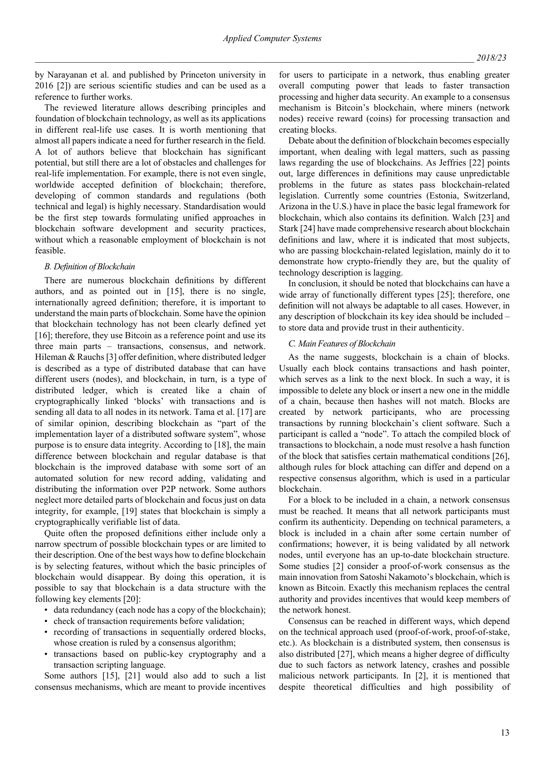by Narayanan et al. and published by Princeton university in 2016 [2]) are serious scientific studies and can be used as a reference to further works.

The reviewed literature allows describing principles and foundation of blockchain technology, as well as its applications in different real-life use cases. It is worth mentioning that almost all papers indicate a need for further research in the field. A lot of authors believe that blockchain has significant potential, but still there are a lot of obstacles and challenges for real-life implementation. For example, there is not even single, worldwide accepted definition of blockchain; therefore, developing of common standards and regulations (both technical and legal) is highly necessary. Standardisation would be the first step towards formulating unified approaches in blockchain software development and security practices, without which a reasonable employment of blockchain is not feasible.

### *B. Definition of Blockchain*

There are numerous blockchain definitions by different authors, and as pointed out in [15], there is no single, internationally agreed definition; therefore, it is important to understand the main parts of blockchain. Some have the opinion that blockchain technology has not been clearly defined yet [16]; therefore, they use Bitcoin as a reference point and use its three main parts – transactions, consensus, and network. Hileman & Rauchs [3] offer definition, where distributed ledger is described as a type of distributed database that can have different users (nodes), and blockchain, in turn, is a type of distributed ledger, which is created like a chain of cryptographically linked 'blocks' with transactions and is sending all data to all nodes in its network. Tama et al. [17] are of similar opinion, describing blockchain as "part of the implementation layer of a distributed software system", whose purpose is to ensure data integrity. According to [18], the main difference between blockchain and regular database is that blockchain is the improved database with some sort of an automated solution for new record adding, validating and distributing the information over P2P network. Some authors neglect more detailed parts of blockchain and focus just on data integrity, for example, [19] states that blockchain is simply a cryptographically verifiable list of data.

Quite often the proposed definitions either include only a narrow spectrum of possible blockchain types or are limited to their description. One of the best ways how to define blockchain is by selecting features, without which the basic principles of blockchain would disappear. By doing this operation, it is possible to say that blockchain is a data structure with the following key elements [20]:

- data redundancy (each node has a copy of the blockchain);
- check of transaction requirements before validation;
- recording of transactions in sequentially ordered blocks, whose creation is ruled by a consensus algorithm;
- transactions based on public-key cryptography and a transaction scripting language.

Some authors [15], [21] would also add to such a list consensus mechanisms, which are meant to provide incentives for users to participate in a network, thus enabling greater overall computing power that leads to faster transaction processing and higher data security. An example to a consensus mechanism is Bitcoin's blockchain, where miners (network nodes) receive reward (coins) for processing transaction and creating blocks.

Debate about the definition of blockchain becomes especially important, when dealing with legal matters, such as passing laws regarding the use of blockchains. As Jeffries [22] points out, large differences in definitions may cause unpredictable problems in the future as states pass blockchain-related legislation. Currently some countries (Estonia, Switzerland, Arizona in the U.S.) have in place the basic legal framework for blockchain, which also contains its definition. Walch [23] and Stark [24] have made comprehensive research about blockchain definitions and law, where it is indicated that most subjects, who are passing blockchain-related legislation, mainly do it to demonstrate how crypto-friendly they are, but the quality of technology description is lagging.

In conclusion, it should be noted that blockchains can have a wide array of functionally different types [25]; therefore, one definition will not always be adaptable to all cases. However, in any description of blockchain its key idea should be included – to store data and provide trust in their authenticity.

### *C. Main Features of Blockchain*

As the name suggests, blockchain is a chain of blocks. Usually each block contains transactions and hash pointer, which serves as a link to the next block. In such a way, it is impossible to delete any block or insert a new one in the middle of a chain, because then hashes will not match. Blocks are created by network participants, who are processing transactions by running blockchain's client software. Such a participant is called a "node". To attach the compiled block of transactions to blockchain, a node must resolve a hash function of the block that satisfies certain mathematical conditions [26], although rules for block attaching can differ and depend on a respective consensus algorithm, which is used in a particular blockchain.

For a block to be included in a chain, a network consensus must be reached. It means that all network participants must confirm its authenticity. Depending on technical parameters, a block is included in a chain after some certain number of confirmations; however, it is being validated by all network nodes, until everyone has an up-to-date blockchain structure. Some studies [2] consider a proof-of-work consensus as the main innovation from Satoshi Nakamoto's blockchain, which is known as Bitcoin. Exactly this mechanism replaces the central authority and provides incentives that would keep members of the network honest.

Consensus can be reached in different ways, which depend on the technical approach used (proof-of-work, proof-of-stake, etc.). As blockchain is a distributed system, then consensus is also distributed [27], which means a higher degree of difficulty due to such factors as network latency, crashes and possible malicious network participants. In [2], it is mentioned that despite theoretical difficulties and high possibility of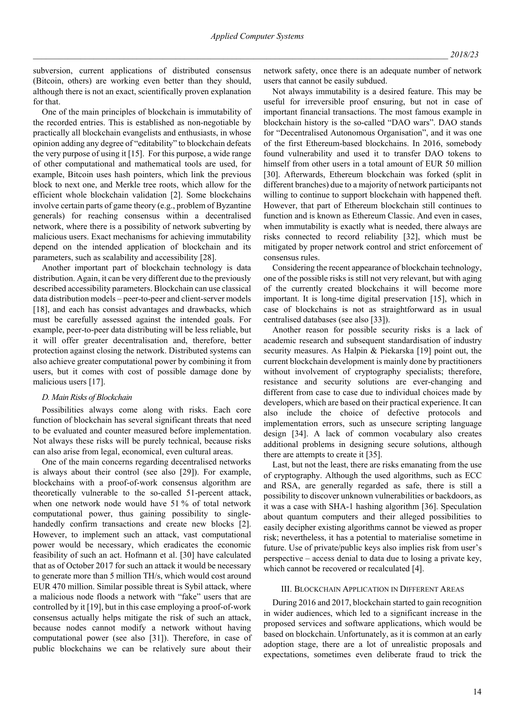subversion, current applications of distributed consensus (Bitcoin, others) are working even better than they should, although there is not an exact, scientifically proven explanation for that.

One of the main principles of blockchain is immutability of the recorded entries. This is established as non-negotiable by practically all blockchain evangelists and enthusiasts, in whose opinion adding any degree of "editability" to blockchain defeats the very purpose of using it [15]. For this purpose, a wide range of other computational and mathematical tools are used, for example, Bitcoin uses hash pointers, which link the previous block to next one, and Merkle tree roots, which allow for the efficient whole blockchain validation [2]. Some blockchains involve certain parts of game theory (e.g., problem of Byzantine generals) for reaching consensus within a decentralised network, where there is a possibility of network subverting by malicious users. Exact mechanisms for achieving immutability depend on the intended application of blockchain and its parameters, such as scalability and accessibility [28].

Another important part of blockchain technology is data distribution. Again, it can be very different due to the previously described accessibility parameters. Blockchain can use classical data distribution models – peer-to-peer and client-server models [18], and each has consist advantages and drawbacks, which must be carefully assessed against the intended goals. For example, peer-to-peer data distributing will be less reliable, but it will offer greater decentralisation and, therefore, better protection against closing the network. Distributed systems can also achieve greater computational power by combining it from users, but it comes with cost of possible damage done by malicious users [17].

### *D. Main Risks of Blockchain*

Possibilities always come along with risks. Each core function of blockchain has several significant threats that need to be evaluated and counter measured before implementation. Not always these risks will be purely technical, because risks can also arise from legal, economical, even cultural areas.

One of the main concerns regarding decentralised networks is always about their control (see also [29]). For example, blockchains with a proof-of-work consensus algorithm are theoretically vulnerable to the so-called 51-percent attack, when one network node would have 51 % of total network computational power, thus gaining possibility to single-handedly confirm transactions and create new blocks [2]. However, to implement such an attack, vast computational power would be necessary, which eradicates the economic feasibility of such an act. Hofmann et al. [30] have calculated that as of October 2017 for such an attack it would be necessary to generate more than 5 million TH/s, which would cost around EUR 470 million. Similar possible threat is Sybil attack, where a malicious node floods a network with "fake" users that are controlled by it [19], but in this case employing a proof-of-work consensus actually helps mitigate the risk of such an attack, because nodes cannot modify a network without having computational power (see also [31]). Therefore, in case of public blockchains we can be relatively sure about their network safety, once there is an adequate number of network users that cannot be easily subdued.

Not always immutability is a desired feature. This may be useful for irreversible proof ensuring, but not in case of important financial transactions. The most famous example in blockchain history is the so-called "DAO wars". DAO stands for "Decentralised Autonomous Organisation", and it was one of the first Ethereum-based blockchains. In 2016, somebody found vulnerability and used it to transfer DAO tokens to himself from other users in a total amount of EUR 50 million [30]. Afterwards, Ethereum blockchain was forked (split in different branches) due to a majority of network participants not willing to continue to support blockchain with happened theft. However, that part of Ethereum blockchain still continues to function and is known as Ethereum Classic. And even in cases, when immutability is exactly what is needed, there always are risks connected to record reliability [32], which must be mitigated by proper network control and strict enforcement of consensus rules.

Considering the recent appearance of blockchain technology, one of the possible risks is still not very relevant, but with aging of the currently created blockchains it will become more important. It is long-time digital preservation [15], which in case of blockchains is not as straightforward as in usual centralised databases (see also [33]).

Another reason for possible security risks is a lack of academic research and subsequent standardisation of industry security measures. As Halpin & Piekarska [19] point out, the current blockchain development is mainly done by practitioners without involvement of cryptography specialists; therefore, resistance and security solutions are ever-changing and different from case to case due to individual choices made by developers, which are based on their practical experience. It can also include the choice of defective protocols and implementation errors, such as unsecure scripting language design [34]. A lack of common vocabulary also creates additional problems in designing secure solutions, although there are attempts to create it [35].

Last, but not the least, there are risks emanating from the use of cryptography. Although the used algorithms, such as ECC and RSA, are generally regarded as safe, there is still a possibility to discover unknown vulnerabilities or backdoors, as it was a case with SHA-1 hashing algorithm [36]. Speculation about quantum computers and their alleged possibilities to easily decipher existing algorithms cannot be viewed as proper risk; nevertheless, it has a potential to materialise sometime in future. Use of private/public keys also implies risk from user's perspective – access denial to data due to losing a private key, which cannot be recovered or recalculated [4].

## III. Blockchain Application in Different Areas

During 2016 and 2017, blockchain started to gain recognition in wider audiences, which led to a significant increase in the proposed services and software applications, which would be based on blockchain. Unfortunately, as it is common at an early adoption stage, there are a lot of unrealistic proposals and expectations, sometimes even deliberate fraud to trick the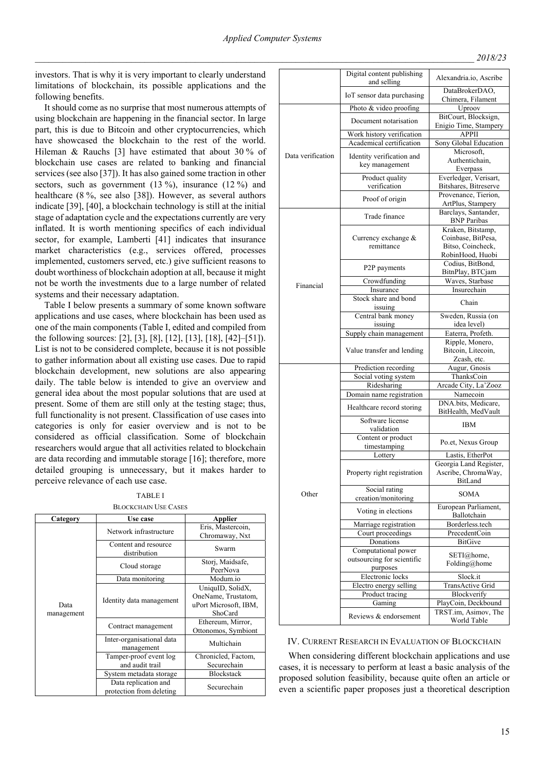investors. That is why it is very important to clearly understand limitations of blockchain, its possible applications and the following benefits.

It should come as no surprise that most numerous attempts of using blockchain are happening in the financial sector. In large part, this is due to Bitcoin and other cryptocurrencies, which have showcased the blockchain to the rest of the world. Hileman & Rauchs [3] have estimated that about 30 % of blockchain use cases are related to banking and financial services (see also [37]). It has also gained some traction in other sectors, such as government (13 %), insurance (12 %) and healthcare (8 %, see also [38]). However, as several authors indicate [39], [40], a blockchain technology is still at the initial stage of adaptation cycle and the expectations currently are very inflated. It is worth mentioning specifics of each individual sector, for example, Lamberti [41] indicates that insurance market characteristics (e.g., services offered, processes implemented, customers served, etc.) give sufficient reasons to doubt worthiness of blockchain adoption at all, because it might not be worth the investments due to a large number of related systems and their necessary adaptation.

Table I below presents a summary of some known software applications and use cases, where blockchain has been used as one of the main components (Table I, edited and compiled from the following sources: [2], [3], [8], [12], [13], [18], [42]–[51]). List is not to be considered complete, because it is not possible to gather information about all existing use cases. Due to rapid blockchain development, new solutions are also appearing daily. The table below is intended to give an overview and general idea about the most popular solutions that are used at present. Some of them are still only at the testing stage; thus, full functionality is not present. Classification of use cases into categories is only for easier overview and is not to be considered as official classification. Some of blockchain researchers would argue that all activities related to blockchain are data recording and immutable storage [16]; therefore, more detailed grouping is unnecessary, but it makes harder to perceive relevance of each use case.

TABLE I

BLOCKCHAIN USE CASES

| Category | Use case | Applier |
|---|---|---|
| Data management | Network infrastructure | Eris, Mastercoin, Chromaway, Nxt |
| | Content and resource distribution | Swarm |
| | Cloud storage | Storj, Maidsafe, PeerNova |
| | Data monitoring | Modum.io |
| | Identity data management | UniqulD, SolidX, OneName, Trustatom, uPort Microsoft, IBM, ShoCard |
| | Contract management | Ethereum, Mirror, Ottonomos, Symbiont |
| | Inter-organisational data management | Multichain |
| | Tamper-proof event log and audit trail | Chronicled, Factom, Securechain |
| | System metadata storage | Blockstack |
| | Data replication and protection from deleting | Securechain |
| | Digital content publishing and selling | Alexandria.io, Ascribe |
| | IoT sensor data purchasing | DataBrokerDAO, Chimera, Filament |
| Data verification | Photo & video proofing | Uproov |
| | Document notarisation | BitCourt, Blocksign, Enigio Time, Stampery |
| | Work history verification | APPII |
| | Academical certification | Sony Global Education |
| | Identity verification and key management | Microsoft, Authentichain, Everpass |
| | Product quality verification | Everledger, Verisart, Bitshares, Bitreserve |
| | Proof of origin | Provenance, Tierion, ArtPlus, Stampery |
| Financial | Trade finance | Barclays, Santander, BNP Paribas |
| | Currency exchange & remittance | Kraken, Bitstamp, Coinbase, BitPesa, Bitso, Coincheck, RobinHood, Huobi |
| | P2P payments | Codius, BitBond, BitnPlay, BTCjam |
| | Crowdfunding | Waves, Starbase |
| | Insurance | Insurechain |
| | Stock share and bond issuing | Chain |
| | Central bank money issuing | Sweden, Russia (on idea level) |
| | Supply chain management | Eaterra, Profeth. |
| | Value transfer and lending | Ripple, Monero, Bitcoin, Litecoin, Zcash, etc. |
| Other | Prediction recording | Augur, Gnosis |
| | Social voting system | ThanksCoin |
| | Ridesharing | Arcade City, La'Zooz |
| | Domain name registration | Namecoin |
| | Healthcare record storing | DNA.bits, Medicare, BitHealth, MedVault |
| | Software license validation | IBM |
| | Content or product timestamping | Po.et, Nexus Group |
| | Lottery | Lastis, EtherPot |
| | Property right registration | Georgia Land Register, Ascribe, ChromaWay, BitLand |
| | Social rating creation/monitoring | SOMA |
| | Voting in elections | European Parliament, Ballotchain |
| | Marriage registration | Borderless.tech |
| | Court proceedings | PrecedentCoin |
| | Donations | BitGive |
| | Computational power outsourcing for scientific purposes | SETI@home, Folding@home |
| | Electronic locks | Slock.it |
| | Electro energy selling | TransActive Grid |
| | Product tracing | Blockverify |
| | Gaming | PlayCoin, Deckbound |
| | Reviews & endorsement | TRST.im, Asimov, The World Table |

## IV. CURRENT RESEARCH IN EVALUATION OF BLOCKCHAIN

When considering different blockchain applications and use cases, it is necessary to perform at least a basic analysis of the proposed solution feasibility, because quite often an article or even a scientific paper proposes just a theoretical description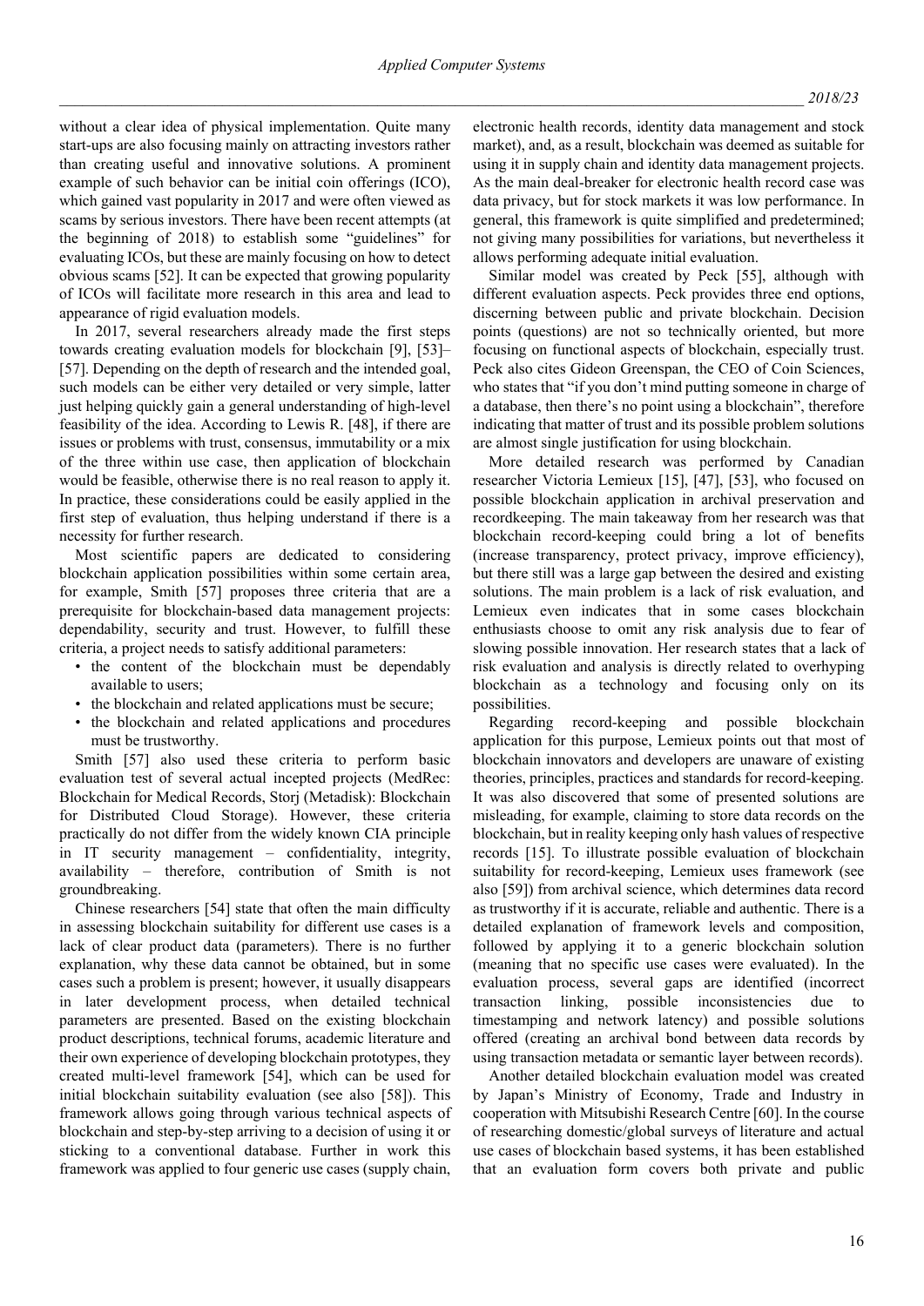without a clear idea of physical implementation. Quite many start-ups are also focusing mainly on attracting investors rather than creating useful and innovative solutions. A prominent example of such behavior can be initial coin offerings (ICO), which gained vast popularity in 2017 and were often viewed as scams by serious investors. There have been recent attempts (at the beginning of 2018) to establish some "guidelines" for evaluating ICOs, but these are mainly focusing on how to detect obvious scams [52]. It can be expected that growing popularity of ICOs will facilitate more research in this area and lead to appearance of rigid evaluation models.

In 2017, several researchers already made the first steps towards creating evaluation models for blockchain [9], [53]–[57]. Depending on the depth of research and the intended goal, such models can be either very detailed or very simple, latter just helping quickly gain a general understanding of high-level feasibility of the idea. According to Lewis R. [48], if there are issues or problems with trust, consensus, immutability or a mix of the three within use case, then application of blockchain would be feasible, otherwise there is no real reason to apply it. In practice, these considerations could be easily applied in the first step of evaluation, thus helping understand if there is a necessity for further research.

Most scientific papers are dedicated to considering blockchain application possibilities within some certain area, for example, Smith [57] proposes three criteria that are a prerequisite for blockchain-based data management projects: dependability, security and trust. However, to fulfill these criteria, a project needs to satisfy additional parameters:

- the content of the blockchain must be dependably available to users;
- the blockchain and related applications must be secure;
- the blockchain and related applications and procedures must be trustworthy.

Smith [57] also used these criteria to perform basic evaluation test of several actual incepted projects (MedRec: Blockchain for Medical Records, Storj (Metadisk): Blockchain for Distributed Cloud Storage). However, these criteria practically do not differ from the widely known CIA principle in IT security management – confidentiality, integrity, availability – therefore, contribution of Smith is not groundbreaking.

Chinese researchers [54] state that often the main difficulty in assessing blockchain suitability for different use cases is a lack of clear product data (parameters). There is no further explanation, why these data cannot be obtained, but in some cases such a problem is present; however, it usually disappears in later development process, when detailed technical parameters are presented. Based on the existing blockchain product descriptions, technical forums, academic literature and their own experience of developing blockchain prototypes, they created multi-level framework [54], which can be used for initial blockchain suitability evaluation (see also [58]). This framework allows going through various technical aspects of blockchain and step-by-step arriving to a decision of using it or sticking to a conventional database. Further in work this framework was applied to four generic use cases (supply chain, electronic health records, identity data management and stock market), and, as a result, blockchain was deemed as suitable for using it in supply chain and identity data management projects. As the main deal-breaker for electronic health record case was data privacy, but for stock markets it was low performance. In general, this framework is quite simplified and predetermined; not giving many possibilities for variations, but nevertheless it allows performing adequate initial evaluation.

Similar model was created by Peck [55], although with different evaluation aspects. Peck provides three end options, discerning between public and private blockchain. Decision points (questions) are not so technically oriented, but more focusing on functional aspects of blockchain, especially trust. Peck also cites Gideon Greenspan, the CEO of Coin Sciences, who states that "if you don't mind putting someone in charge of a database, then there's no point using a blockchain", therefore indicating that matter of trust and its possible problem solutions are almost single justification for using blockchain.

More detailed research was performed by Canadian researcher Victoria Lemieux [15], [47], [53], who focused on possible blockchain application in archival preservation and recordkeeping. The main takeaway from her research was that blockchain record-keeping could bring a lot of benefits (increase transparency, protect privacy, improve efficiency), but there still was a large gap between the desired and existing solutions. The main problem is a lack of risk evaluation, and Lemieux even indicates that in some cases blockchain enthusiasts choose to omit any risk analysis due to fear of slowing possible innovation. Her research states that a lack of risk evaluation and analysis is directly related to overhyping blockchain as a technology and focusing only on its possibilities.

Regarding record-keeping and possible blockchain application for this purpose, Lemieux points out that most of blockchain innovators and developers are unaware of existing theories, principles, practices and standards for record-keeping. It was also discovered that some of presented solutions are misleading, for example, claiming to store data records on the blockchain, but in reality keeping only hash values of respective records [15]. To illustrate possible evaluation of blockchain suitability for record-keeping, Lemieux uses framework (see also [59]) from archival science, which determines data record as trustworthy if it is accurate, reliable and authentic. There is a detailed explanation of framework levels and composition, followed by applying it to a generic blockchain solution (meaning that no specific use cases were evaluated). In the evaluation process, several gaps are identified (incorrect transaction linking, possible inconsistencies due to timestamping and network latency) and possible solutions offered (creating an archival bond between data records by using transaction metadata or semantic layer between records).

Another detailed blockchain evaluation model was created by Japan's Ministry of Economy, Trade and Industry in cooperation with Mitsubishi Research Centre [60]. In the course of researching domestic/global surveys of literature and actual use cases of blockchain based systems, it has been established that an evaluation form covers both private and public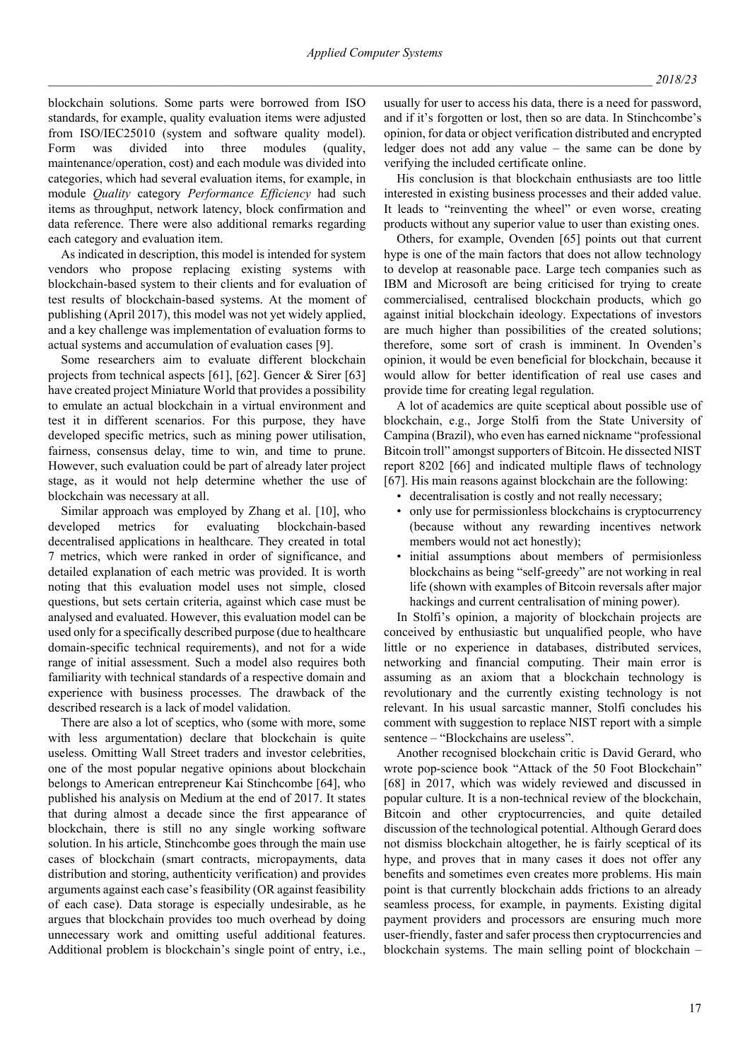blockchain solutions. Some parts were borrowed from ISO standards, for example, quality evaluation items were adjusted from ISO/IEC25010 (system and software quality model). Form was divided into three modules (quality, maintenance/operation, cost) and each module was divided into categories, which had several evaluation items, for example, in module *Quality* category *Performance Efficiency* had such items as throughput, network latency, block confirmation and data reference. There were also additional remarks regarding each category and evaluation item.

As indicated in description, this model is intended for system vendors who propose replacing existing systems with blockchain-based system to their clients and for evaluation of test results of blockchain-based systems. At the moment of publishing (April 2017), this model was not yet widely applied, and a key challenge was implementation of evaluation forms to actual systems and accumulation of evaluation cases [9].

Some researchers aim to evaluate different blockchain projects from technical aspects [61], [62]. Gencer & Sirer [63] have created project Miniature World that provides a possibility to emulate an actual blockchain in a virtual environment and test it in different scenarios. For this purpose, they have developed specific metrics, such as mining power utilisation, fairness, consensus delay, time to win, and time to prune. However, such evaluation could be part of already later project stage, as it would not help determine whether the use of blockchain was necessary at all.

Similar approach was employed by Zhang et al. [10], who developed metrics for evaluating blockchain-based decentralised applications in healthcare. They created in total 7 metrics, which were ranked in order of significance, and detailed explanation of each metric was provided. It is worth noting that this evaluation model uses not simple, closed questions, but sets certain criteria, against which case must be analysed and evaluated. However, this evaluation model can be used only for a specifically described purpose (due to healthcare domain-specific technical requirements), and not for a wide range of initial assessment. Such a model also requires both familiarity with technical standards of a respective domain and experience with business processes. The drawback of the described research is a lack of model validation.

There are also a lot of sceptics, who (some with more, some with less argumentation) declare that blockchain is quite useless. Omitting Wall Street traders and investor celebrities, one of the most popular negative opinions about blockchain belongs to American entrepreneur Kai Stinchcombe [64], who published his analysis on Medium at the end of 2017. It states that during almost a decade since the first appearance of blockchain, there is still no any single working software solution. In his article, Stinchcombe goes through the main use cases of blockchain (smart contracts, micropayments, data distribution and storing, authenticity verification) and provides arguments against each case's feasibility (OR against feasibility of each case). Data storage is especially undesirable, as he argues that blockchain provides too much overhead by doing unnecessary work and omitting useful additional features. Additional problem is blockchain's single point of entry, i.e., usually for user to access his data, there is a need for password, and if it's forgotten or lost, then so are data. In Stinchcombe's opinion, for data or object verification distributed and encrypted ledger does not add any value – the same can be done by verifying the included certificate online.

His conclusion is that blockchain enthusiasts are too little interested in existing business processes and their added value. It leads to "reinventing the wheel" or even worse, creating products without any superior value to user than existing ones.

Others, for example, Ovenden [65] points out that current hype is one of the main factors that does not allow technology to develop at reasonable pace. Large tech companies such as IBM and Microsoft are being criticised for trying to create commercialised, centralised blockchain products, which go against initial blockchain ideology. Expectations of investors are much higher than possibilities of the created solutions; therefore, some sort of crash is imminent. In Ovenden's opinion, it would be even beneficial for blockchain, because it would allow for better identification of real use cases and provide time for creating legal regulation.

A lot of academics are quite sceptical about possible use of blockchain, e.g., Jorge Stolfi from the State University of Campina (Brazil), who even has earned nickname "professional Bitcoin troll" amongst supporters of Bitcoin. He dissected NIST report 8202 [66] and indicated multiple flaws of technology [67]. His main reasons against blockchain are the following:

- decentralisation is costly and not really necessary;
- only use for permissionless blockchains is cryptocurrency (because without any rewarding incentives network members would not act honestly);
- initial assumptions about members of permisionless blockchains as being "self-greedy" are not working in real life (shown with examples of Bitcoin reversals after major hackings and current centralisation of mining power).

In Stolfi's opinion, a majority of blockchain projects are conceived by enthusiastic but unqualified people, who have little or no experience in databases, distributed services, networking and financial computing. Their main error is assuming as an axiom that a blockchain technology is revolutionary and the currently existing technology is not relevant. In his usual sarcastic manner, Stolfi concludes his comment with suggestion to replace NIST report with a simple sentence – "Blockchains are useless".

Another recognised blockchain critic is David Gerard, who wrote pop-science book "Attack of the 50 Foot Blockchain" [68] in 2017, which was widely reviewed and discussed in popular culture. It is a non-technical review of the blockchain, Bitcoin and other cryptocurrencies, and quite detailed discussion of the technological potential. Although Gerard does not dismiss blockchain altogether, he is fairly sceptical of its hype, and proves that in many cases it does not offer any benefits and sometimes even creates more problems. His main point is that currently blockchain adds frictions to an already seamless process, for example, in payments. Existing digital payment providers and processors are ensuring much more user-friendly, faster and safer process then cryptocurrencies and blockchain systems. The main selling point of blockchain –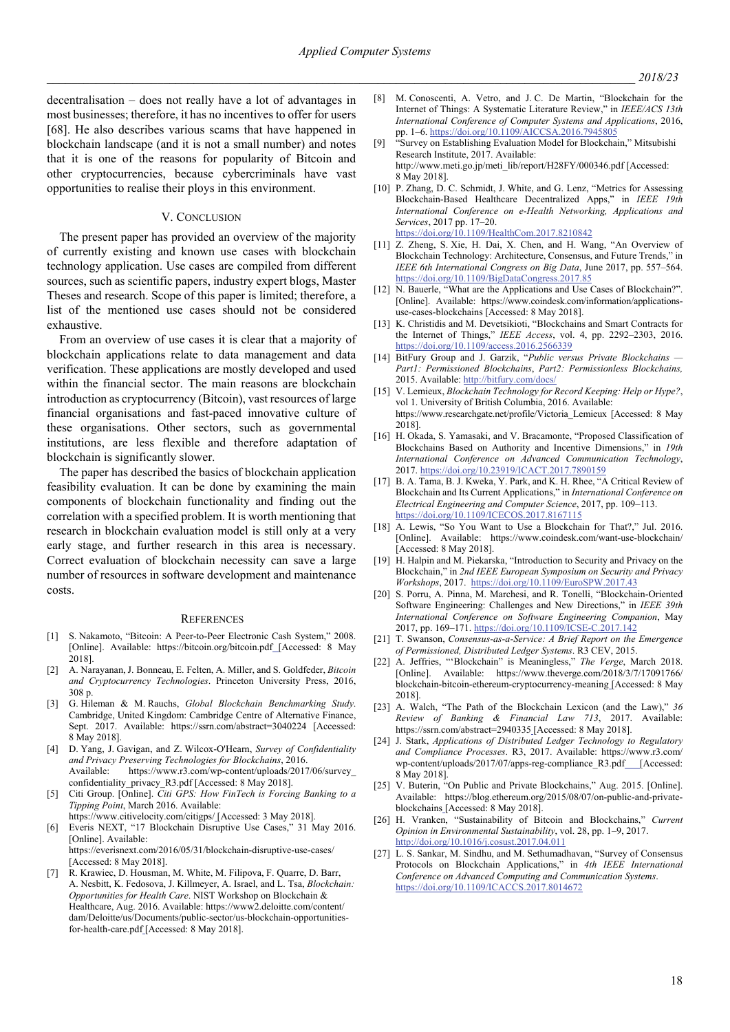decentralisation – does not really have a lot of advantages in most businesses; therefore, it has no incentives to offer for users [68]. He also describes various scams that have happened in blockchain landscape (and it is not a small number) and notes that it is one of the reasons for popularity of Bitcoin and other cryptocurrencies, because cybercriminals have vast opportunities to realise their ploys in this environment.

## V. Conclusion

The present paper has provided an overview of the majority of currently existing and known use cases with blockchain technology application. Use cases are compiled from different sources, such as scientific papers, industry expert blogs, Master Theses and research. Scope of this paper is limited; therefore, a list of the mentioned use cases should not be considered exhaustive.

From an overview of use cases it is clear that a majority of blockchain applications relate to data management and data verification. These applications are mostly developed and used within the financial sector. The main reasons are blockchain introduction as cryptocurrency (Bitcoin), vast resources of large financial organisations and fast-paced innovative culture of these organisations. Other sectors, such as governmental institutions, are less flexible and therefore adaptation of blockchain is significantly slower.

The paper has described the basics of blockchain application feasibility evaluation. It can be done by examining the main components of blockchain functionality and finding out the correlation with a specified problem. It is worth mentioning that research in blockchain evaluation model is still only at a very early stage, and further research in this area is necessary. Correct evaluation of blockchain necessity can save a large number of resources in software development and maintenance costs.

## References

[1] S. Nakamoto, "Bitcoin: A Peer-to-Peer Electronic Cash System," 2008. [Online]. Available: https://bitcoin.org/bitcoin.pdf [Accessed: 8 May 2018].

[2] A. Narayanan, J. Bonneau, E. Felten, A. Miller, and S. Goldfeder, *Bitcoin and Cryptocurrency Technologies*. Princeton University Press, 2016, 308 p.

[3] G. Hileman & M. Rauchs, *Global Blockchain Benchmarking Study.* Cambridge, United Kingdom: Cambridge Centre of Alternative Finance, Sept. 2017. Available: https://ssrn.com/abstract=3040224 [Accessed: 8 May 2018].

[4] D. Yang, J. Gavigan, and Z. Wilcox-O'Hearn, *Survey of Confidentiality and Privacy Preserving Technologies for Blockchains*, 2016. Available: https://www.r3.com/wp-content/uploads/2017/06/survey_confidentiality_privacy_R3.pdf [Accessed: 8 May 2018].

[5] Citi Group. [Online]. *Citi GPS: How FinTech is Forcing Banking to a Tipping Point*, March 2016. Available: https://www.citivelocity.com/citigps/ [Accessed: 3 May 2018].

[6] Everis NEXT, "17 Blockchain Disruptive Use Cases," 31 May 2016. [Online]. Available: https://everisnext.com/2016/05/31/blockchain-disruptive-use-cases/ [Accessed: 8 May 2018].

[7] R. Krawiec, D. Housman, M. White, M. Filipova, F. Quarre, D. Barr, A. Nesbitt, K. Fedosova, J. Killmeyer, A. Israel, and L. Tsa, *Blockchain: Opportunities for Health Care*. NIST Workshop on Blockchain & Healthcare, Aug. 2016. Available: https://www2.deloitte.com/content/dam/Deloitte/us/Documents/public-sector/us-blockchain-opportunities-for-health-care.pdf [Accessed: 8 May 2018].

[8] M. Conoscenti, A. Vetro, and J. C. De Martin, "Blockchain for the Internet of Things: A Systematic Literature Review," in *IEEE/ACS 13th International Conference of Computer Systems and Applications*, 2016, pp. 1–6. https://doi.org/10.1109/AICCSA.2016.7945805

[9] "Survey on Establishing Evaluation Model for Blockchain," Mitsubishi Research Institute, 2017. Available: http://www.meti.go.jp/meti_lib/report/H28FY/000346.pdf [Accessed: 8 May 2018].

[10] P. Zhang, D. C. Schmidt, J. White, and G. Lenz, "Metrics for Assessing Blockchain-Based Healthcare Decentralized Apps," in *IEEE 19th International Conference on e-Health Networking, Applications and Services*, 2017 pp. 17–20. https://doi.org/10.1109/HealthCom.2017.8210842

[11] Z. Zheng, S. Xie, H. Dai, X. Chen, and H. Wang, "An Overview of Blockchain Technology: Architecture, Consensus, and Future Trends," in *IEEE 6th International Congress on Big Data*, June 2017, pp. 557–564. https://doi.org/10.1109/BigDataCongress.2017.85

[12] N. Bauerle, "What are the Applications and Use Cases of Blockchain?". [Online]. Available: https://www.coindesk.com/information/applications-use-cases-blockchains [Accessed: 8 May 2018].

[13] K. Christidis and M. Devetsikioti, "Blockchains and Smart Contracts for the Internet of Things," *IEEE Access*, vol. 4, pp. 2292–2303, 2016. https://doi.org/10.1109/access.2016.2566339

[14] BitFury Group and J. Garzik, "*Public versus Private Blockchains — Part1: Permissioned Blockchains*, *Part2: Permissionless Blockchains,* 2015. Available: http://bitfury.com/docs/

[15] V. Lemieux, *Blockchain Technology for Record Keeping: Help or Hype?*, vol 1. University of British Columbia, 2016. Available: https://www.researchgate.net/profile/Victoria_Lemieux [Accessed: 8 May 2018].

[16] H. Okada, S. Yamasaki, and V. Bracamonte, "Proposed Classification of Blockchains Based on Authority and Incentive Dimensions," in *19th International Conference on Advanced Communication Technology*, 2017. https://doi.org/10.23919/ICACT.2017.7890159

[17] B. A. Tama, B. J. Kweka, Y. Park, and K. H. Rhee, "A Critical Review of Blockchain and Its Current Applications," in *International Conference on Electrical Engineering and Computer Science*, 2017, pp. 109–113. https://doi.org/10.1109/ICECOS.2017.8167115

[18] A. Lewis, "So You Want to Use a Blockchain for That?," Jul. 2016. [Online]. Available: https://www.coindesk.com/want-use-blockchain/ [Accessed: 8 May 2018].

[19] H. Halpin and M. Piekarska, "Introduction to Security and Privacy on the Blockchain," in *2nd IEEE European Symposium on Security and Privacy Workshops*, 2017. https://doi.org/10.1109/EuroSPW.2017.43

[20] S. Porru, A. Pinna, M. Marchesi, and R. Tonelli, "Blockchain-Oriented Software Engineering: Challenges and New Directions," in *IEEE 39th International Conference on Software Engineering Companion*, May 2017, pp. 169–171. https://doi.org/10.1109/ICSE-C.2017.142

[21] T. Swanson, *Consensus-as-a-Service: A Brief Report on the Emergence of Permissioned, Distributed Ledger Systems*. R3 CEV, 2015.

[22] A. Jeffries, "'Blockchain' is Meaningless," *The Verge*, March 2018. [Online]. Available: https://www.theverge.com/2018/3/7/17091766/blockchain-bitcoin-ethereum-cryptocurrency-meaning [Accessed: 8 May 2018].

[23] A. Walch, "The Path of the Blockchain Lexicon (and the Law)," *36 Review of Banking & Financial Law 713*, 2017. Available: https://ssrn.com/abstract=2940335 [Accessed: 8 May 2018].

[24] J. Stark, *Applications of Distributed Ledger Technology to Regulatory and Compliance Processes*. R3, 2017. Available: https://www.r3.com/wp-content/uploads/2017/07/apps-reg-compliance_R3.pdf [Accessed: 8 May 2018].

[25] V. Buterin, "On Public and Private Blockchains," Aug. 2015. [Online]. Available: https://blog.ethereum.org/2015/08/07/on-public-and-private-blockchains [Accessed: 8 May 2018].

[26] H. Vranken, "Sustainability of Bitcoin and Blockchains," *Current Opinion in Environmental Sustainability*, vol. 28, pp. 1–9, 2017. http://doi.org/10.1016/j.cosust.2017.04.011

[27] L. S. Sankar, M. Sindhu, and M. Sethumadhavan, "Survey of Consensus Protocols on Blockchain Applications," in *4th IEEE International Conference on Advanced Computing and Communication Systems*. https://doi.org/10.1109/ICACCS.2017.8014672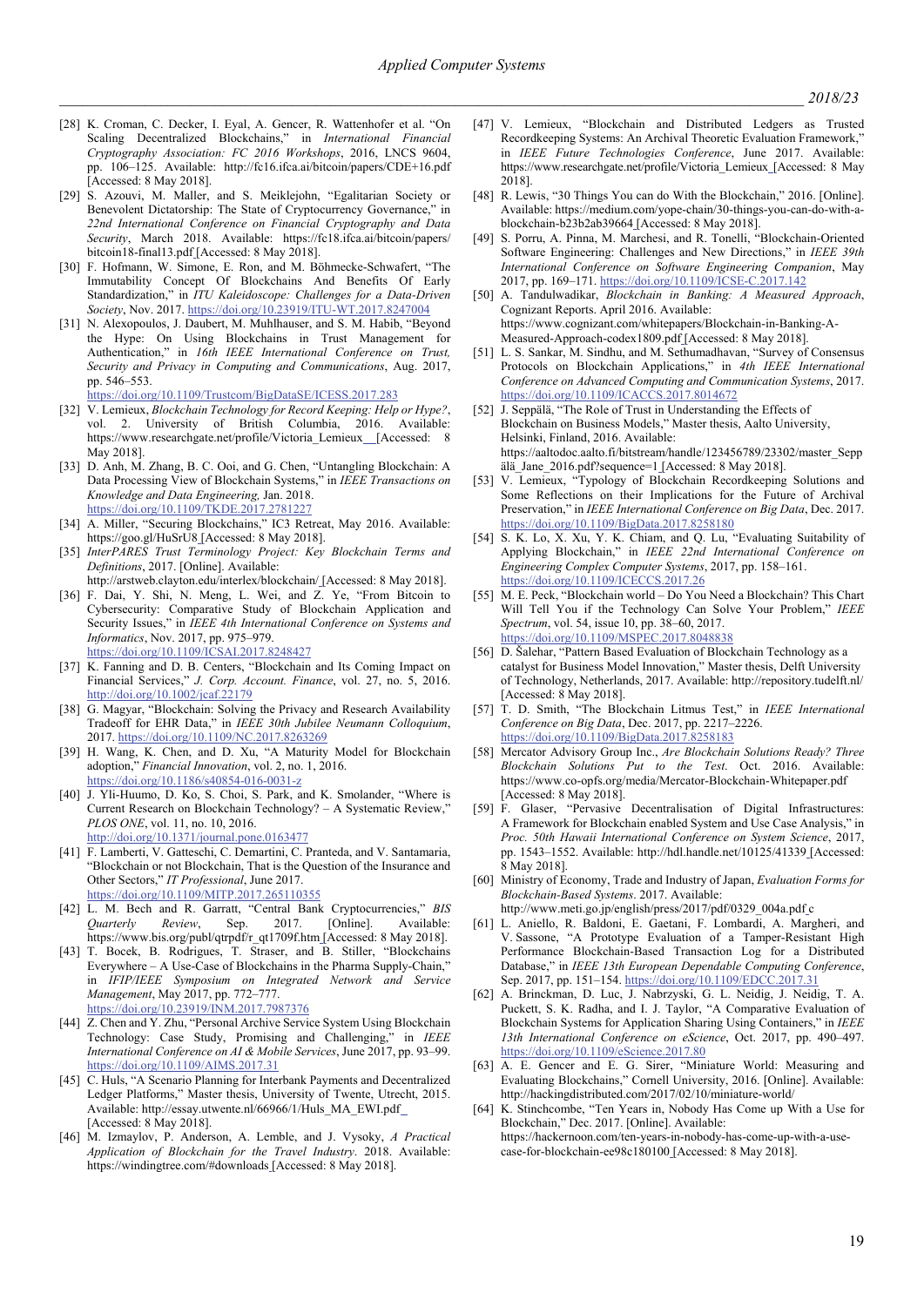[28] K. Croman, C. Decker, I. Eyal, A. Gencer, R. Wattenhofer et al. "On Scaling Decentralized Blockchains," in *International Financial Cryptography Association: FC 2016 Workshops*, 2016, LNCS 9604, pp. 106–125. Available: http://fc16.ifca.ai/bitcoin/papers/CDE+16.pdf [Accessed: 8 May 2018].

[29] S. Azouvi, M. Maller, and S. Meiklejohn, "Egalitarian Society or Benevolent Dictatorship: The State of Cryptocurrency Governance," in *22nd International Conference on Financial Cryptography and Data Security*, March 2018. Available: https://fc18.ifca.ai/bitcoin/papers/bitcoin18-final13.pdf [Accessed: 8 May 2018].

[30] F. Hofmann, W. Simone, E. Ron, and M. Böhmecke-Schwafert, "The Immutability Concept Of Blockchains And Benefits Of Early Standardization," in *ITU Kaleidoscope: Challenges for a Data-Driven Society*, Nov. 2017. https://doi.org/10.23919/ITU-WT.2017.8247004

[31] N. Alexopoulos, J. Daubert, M. Muhlhauser, and S. M. Habib, "Beyond the Hype: On Using Blockchains in Trust Management for Authentication," in *16th IEEE International Conference on Trust, Security and Privacy in Computing and Communications*, Aug. 2017, pp. 546–553. https://doi.org/10.1109/Trustcom/BigDataSE/ICESS.2017.283

[32] V. Lemieux, *Blockchain Technology for Record Keeping: Help or Hype?*, vol. 2. University of British Columbia, 2016. Available: https://www.researchgate.net/profile/Victoria_Lemieux [Accessed: 8 May 2018].

[33] D. Anh, M. Zhang, B. C. Ooi, and G. Chen, "Untangling Blockchain: A Data Processing View of Blockchain Systems," in *IEEE Transactions on Knowledge and Data Engineering,* Jan. 2018. https://doi.org/10.1109/TKDE.2017.2781227

[34] A. Miller, "Securing Blockchains," IC3 Retreat, May 2016. Available: https://goo.gl/HuSrU8 [Accessed: 8 May 2018].

[35] *InterPARES Trust Terminology Project: Key Blockchain Terms and Definitions*, 2017. [Online]. Available: http://arstweb.clayton.edu/interlex/blockchain/ [Accessed: 8 May 2018].

[36] F. Dai, Y. Shi, N. Meng, L. Wei, and Z. Ye, "From Bitcoin to Cybersecurity: Comparative Study of Blockchain Application and Security Issues," in *IEEE 4th International Conference on Systems and Informatics*, Nov. 2017, pp. 975–979. https://doi.org/10.1109/ICSAI.2017.8248427

[37] K. Fanning and D. B. Centers, "Blockchain and Its Coming Impact on Financial Services," *J. Corp. Account. Finance*, vol. 27, no. 5, 2016. http://doi.org/10.1002/jcaf.22179

[38] G. Magyar, "Blockchain: Solving the Privacy and Research Availability Tradeoff for EHR Data," in *IEEE 30th Jubilee Neumann Colloquium*, 2017. https://doi.org/10.1109/NC.2017.8263269

[39] H. Wang, K. Chen, and D. Xu, "A Maturity Model for Blockchain adoption," *Financial Innovation*, vol. 2, no. 1, 2016. https://doi.org/10.1186/s40854-016-0031-z

[40] J. Yli-Huumo, D. Ko, S. Choi, S. Park, and K. Smolander, "Where is Current Research on Blockchain Technology? – A Systematic Review," *PLOS ONE*, vol. 11, no. 10, 2016. http://doi.org/10.1371/journal.pone.0163477

[41] F. Lamberti, V. Gatteschi, C. Demartini, C. Pranteda, and V. Santamaria, "Blockchain or not Blockchain, That is the Question of the Insurance and Other Sectors," *IT Professional*, June 2017. https://doi.org/10.1109/MITP.2017.265110355

[42] L. M. Bech and R. Garratt, "Central Bank Cryptocurrencies," *BIS Quarterly Review*, Sep. 2017. [Online]. Available: https://www.bis.org/publ/qtrpdf/r_qt1709f.htm [Accessed: 8 May 2018].

[43] T. Bocek, B. Rodrigues, T. Straser, and B. Stiller, "Blockchains Everywhere – A Use-Case of Blockchains in the Pharma Supply-Chain," in *IFIP/IEEE Symposium on Integrated Network and Service Management*, May 2017, pp. 772–777. https://doi.org/10.23919/INM.2017.7987376

[44] Z. Chen and Y. Zhu, "Personal Archive Service System Using Blockchain Technology: Case Study, Promising and Challenging," in *IEEE International Conference on AI & Mobile Services*, June 2017, pp. 93–99. https://doi.org/10.1109/AIMS.2017.31

[45] C. Huls, "A Scenario Planning for Interbank Payments and Decentralized Ledger Platforms," Master thesis, University of Twente, Utrecht, 2015. Available: http://essay.utwente.nl/66966/1/Huls_MA_EWI.pdf [Accessed: 8 May 2018].

[46] M. Izmaylov, P. Anderson, A. Lemble, and J. Vysoky, *A Practical Application of Blockchain for the Travel Industry*. 2018. Available: https://windingtree.com/#downloads [Accessed: 8 May 2018].

[47] V. Lemieux, "Blockchain and Distributed Ledgers as Trusted Recordkeeping Systems: An Archival Theoretic Evaluation Framework," in *IEEE Future Technologies Conference*, June 2017. Available: https://www.researchgate.net/profile/Victoria_Lemieux [Accessed: 8 May 2018].

[48] R. Lewis, "30 Things You can do With the Blockchain," 2016. [Online]. Available: https://medium.com/yope-chain/30-things-you-can-do-with-a-blockchain-b23b2ab39664 [Accessed: 8 May 2018].

[49] S. Porru, A. Pinna, M. Marchesi, and R. Tonelli, "Blockchain-Oriented Software Engineering: Challenges and New Directions," in *IEEE 39th International Conference on Software Engineering Companion*, May 2017, pp. 169–171. https://doi.org/10.1109/ICSE-C.2017.142

[50] A. Tandulwadikar, *Blockchain in Banking: A Measured Approach*, Cognizant Reports. April 2016. Available: https://www.cognizant.com/whitepapers/Blockchain-in-Banking-A-Measured-Approach-codex1809.pdf [Accessed: 8 May 2018].

[51] L. S. Sankar, M. Sindhu, and M. Sethumadhavan, "Survey of Consensus Protocols on Blockchain Applications," in *4th IEEE International Conference on Advanced Computing and Communication Systems*, 2017. https://doi.org/10.1109/ICACCS.2017.8014672

[52] J. Seppälä, "The Role of Trust in Understanding the Effects of Blockchain on Business Models," Master thesis, Aalto University, Helsinki, Finland, 2016. Available: https://aaltodoc.aalto.fi/bitstream/handle/123456789/23302/master_Seppälä_Jane_2016.pdf?sequence=1 [Accessed: 8 May 2018].

[53] V. Lemieux, "Typology of Blockchain Recordkeeping Solutions and Some Reflections on their Implications for the Future of Archival Preservation," in *IEEE International Conference on Big Data*, Dec. 2017. https://doi.org/10.1109/BigData.2017.8258180

[54] S. K. Lo, X. Xu, Y. K. Chiam, and Q. Lu, "Evaluating Suitability of Applying Blockchain," in *IEEE 22nd International Conference on Engineering Complex Computer Systems*, 2017, pp. 158–161. https://doi.org/10.1109/ICECCS.2017.26

[55] M. E. Peck, "Blockchain world – Do You Need a Blockchain? This Chart Will Tell You if the Technology Can Solve Your Problem," *IEEE Spectrum*, vol. 54, issue 10, pp. 38–60, 2017. https://doi.org/10.1109/MSPEC.2017.8048838

[56] D. Šalehar, "Pattern Based Evaluation of Blockchain Technology as a catalyst for Business Model Innovation," Master thesis, Delft University of Technology, Netherlands, 2017. Available: http://repository.tudelft.nl/ [Accessed: 8 May 2018].

[57] T. D. Smith, "The Blockchain Litmus Test," in *IEEE International Conference on Big Data*, Dec. 2017, pp. 2217–2226. https://doi.org/10.1109/BigData.2017.8258183

[58] Mercator Advisory Group Inc., *Are Blockchain Solutions Ready? Three Blockchain Solutions Put to the Test*. Oct. 2016. Available: https://www.co-opfs.org/media/Mercator-Blockchain-Whitepaper.pdf [Accessed: 8 May 2018].

[59] F. Glaser, "Pervasive Decentralisation of Digital Infrastructures: A Framework for Blockchain enabled System and Use Case Analysis," in *Proc. 50th Hawaii International Conference on System Science*, 2017, pp. 1543–1552. Available: http://hdl.handle.net/10125/41339 [Accessed: 8 May 2018].

[60] Ministry of Economy, Trade and Industry of Japan, *Evaluation Forms for Blockchain-Based Systems*. 2017. Available: http://www.meti.go.jp/english/press/2017/pdf/0329_004a.pdf

[61] L. Aniello, R. Baldoni, E. Gaetani, F. Lombardi, A. Margheri, and V. Sassone, "A Prototype Evaluation of a Tamper-Resistant High Performance Blockchain-Based Transaction Log for a Distributed Database," in *IEEE 13th European Dependable Computing Conference*, Sep. 2017, pp. 151–154. https://doi.org/10.1109/EDCC.2017.31

[62] A. Brinckman, D. Luc, J. Nabrzyski, G. L. Neidig, J. Neidig, T. A. Puckett, S. K. Radha, and I. J. Taylor, "A Comparative Evaluation of Blockchain Systems for Application Sharing Using Containers," in *IEEE 13th International Conference on eScience*, Oct. 2017, pp. 490–497. https://doi.org/10.1109/eScience.2017.80

[63] A. E. Gencer and E. G. Sirer, "Miniature World: Measuring and Evaluating Blockchains," Cornell University, 2016. [Online]. Available: http://hackingdistributed.com/2017/02/10/miniature-world/

[64] K. Stinchcombe, "Ten Years in, Nobody Has Come up With a Use for Blockchain," Dec. 2017. [Online]. Available: https://hackernoon.com/ten-years-in-nobody-has-come-up-with-a-use-case-for-blockchain-ee98c180100 [Accessed: 8 May 2018].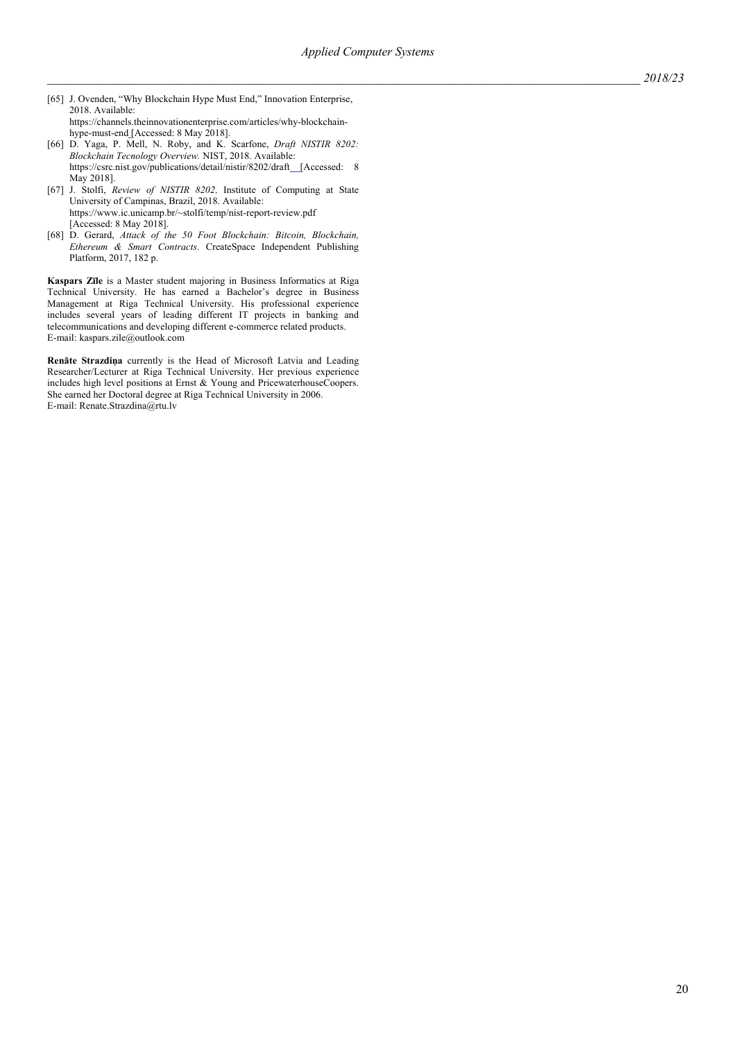[65] J. Ovenden, "Why Blockchain Hype Must End," Innovation Enterprise, 2018. Available: https://channels.theinnovationenterprise.com/articles/why-blockchain-hype-must-end [Accessed: 8 May 2018].

[66] D. Yaga, P. Mell, N. Roby, and K. Scarfone, *Draft NISTIR 8202: Blockchain Tecnology Overview.* NIST, 2018. Available: https://csrc.nist.gov/publications/detail/nistir/8202/draft [Accessed: 8 May 2018].

[67] J. Stolfi, *Review of NISTIR 8202*. Institute of Computing at State University of Campinas, Brazil, 2018. Available: https://www.ic.unicamp.br/~stolfi/temp/nist-report-review.pdf [Accessed: 8 May 2018].

[68] D. Gerard, *Attack of the 50 Foot Blockchain: Bitcoin, Blockchain, Ethereum & Smart Contracts*. CreateSpace Independent Publishing Platform, 2017, 182 p.

**Kaspars Zīle** is a Master student majoring in Business Informatics at Riga Technical University. He has earned a Bachelor's degree in Business Management at Riga Technical University. His professional experience includes several years of leading different IT projects in banking and telecommunications and developing different e-commerce related products.
E-mail: kaspars.zile@outlook.com

**Renāte Strazdiņa** currently is the Head of Microsoft Latvia and Leading Researcher/Lecturer at Riga Technical University. Her previous experience includes high level positions at Ernst & Young and PricewaterhouseCoopers. She earned her Doctoral degree at Riga Technical University in 2006.
E-mail: Renate.Strazdina@rtu.lv